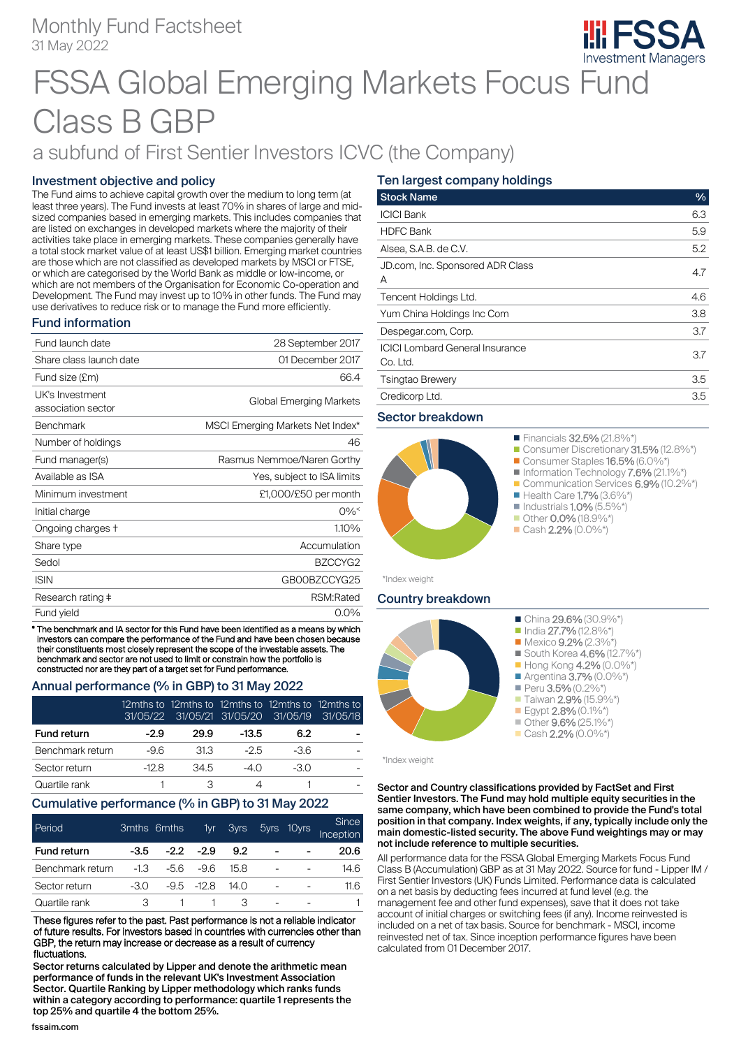Monthly Fund Factsheet
31 May 2022

# FSSA Global Emerging Markets Focus Fund Class B GBP

## a subfund of First Sentier Investors ICVC (the Company)

### Investment objective and policy

The Fund aims to achieve capital growth over the medium to long term (at least three years). The Fund invests at least 70% in shares of large and mid-sized companies based in emerging markets. This includes companies that are listed on exchanges in developed markets where the majority of their activities take place in emerging markets. These companies generally have a total stock market value of at least US$1 billion. Emerging market countries are those which are not classified as developed markets by MSCI or FTSE, or which are categorised by the World Bank as middle or low-income, or which are not members of the Organisation for Economic Co-operation and Development. The Fund may invest up to 10% in other funds. The Fund may use derivatives to reduce risk or to manage the Fund more efficiently.

### Fund information

| | |
|---|---|
| Fund launch date | 28 September 2017 |
| Share class launch date | 01 December 2017 |
| Fund size (£m) | 66.4 |
| UK's Investment association sector | Global Emerging Markets |
| Benchmark | MSCI Emerging Markets Net Index* |
| Number of holdings | 46 |
| Fund manager(s) | Rasmus Nemmoe/Naren Gorthy |
| Available as ISA | Yes, subject to ISA limits |
| Minimum investment | £1,000/£50 per month |
| Initial charge | 0%< |
| Ongoing charges † | 1.10% |
| Share type | Accumulation |
| Sedol | BZCCYG2 |
| ISIN | GB00BZCCYG25 |
| Research rating ‡ | RSM:Rated |
| Fund yield | 0.0% |

* The benchmark and IA sector for this Fund have been identified as a means by which investors can compare the performance of the Fund and have been chosen because their constituents most closely represent the scope of the investable assets. The benchmark and sector are not used to limit or constrain how the portfolio is constructed nor are they part of a target set for Fund performance.

### Annual performance (% in GBP) to 31 May 2022

| | 12mths to 31/05/22 | 12mths to 31/05/21 | 12mths to 31/05/20 | 12mths to 31/05/19 | 12mths to 31/05/18 |
|---|---|---|---|---|---|
| **Fund return** | **-2.9** | **29.9** | **-13.5** | **6.2** | **-** |
| Benchmark return | -9.6 | 31.3 | -2.5 | -3.6 | - |
| Sector return | -12.8 | 34.5 | -4.0 | -3.0 | - |
| Quartile rank | 1 | 3 | 4 | 1 | - |

### Cumulative performance (% in GBP) to 31 May 2022

| Period | 3mths | 6mths | 1yr | 3yrs | 5yrs | 10yrs | Since Inception |
|---|---|---|---|---|---|---|---|
| **Fund return** | **-3.5** | **-2.2** | **-2.9** | **9.2** | **-** | **-** | **20.6** |
| Benchmark return | -1.3 | -5.6 | -9.6 | 15.8 | - | - | 14.6 |
| Sector return | -3.0 | -9.5 | -12.8 | 14.0 | - | - | 11.6 |
| Quartile rank | 3 | 1 | 1 | 3 | - | - | 1 |

These figures refer to the past. Past performance is not a reliable indicator of future results. For investors based in countries with currencies other than GBP, the return may increase or decrease as a result of currency fluctuations.

**Sector returns calculated by Lipper and denote the arithmetic mean performance of funds in the relevant UK's Investment Association Sector. Quartile Ranking by Lipper methodology which ranks funds within a category according to performance: quartile 1 represents the top 25% and quartile 4 the bottom 25%.**

### Ten largest company holdings

| Stock Name | % |
|---|---|
| ICICI Bank | 6.3 |
| HDFC Bank | 5.9 |
| Alsea, S.A.B. de C.V. | 5.2 |
| JD.com, Inc. Sponsored ADR Class A | 4.7 |
| Tencent Holdings Ltd. | 4.6 |
| Yum China Holdings Inc Com | 3.8 |
| Despegar.com, Corp. | 3.7 |
| ICICI Lombard General Insurance Co. Ltd. | 3.7 |
| Tsingtao Brewery | 3.5 |
| Credicorp Ltd. | 3.5 |

### Sector breakdown

- Financials 32.5% (21.8%*)
- Consumer Discretionary 31.5% (12.8%*)
- Consumer Staples 16.5% (6.0%*)
- Information Technology 7.6% (21.1%*)
- Communication Services 6.9% (10.2%*)
- Health Care 1.7% (3.6%*)
- Industrials 1.0% (5.5%*)
- Other 0.0% (18.9%*)
- Cash 2.2% (0.0%*)

*Index weight

### Country breakdown

- China 29.6% (30.9%*)
- India 27.7% (12.8%*)
- Mexico 9.2% (2.3%*)
- South Korea 4.6% (12.7%*)
- Hong Kong 4.2% (0.0%*)
- Argentina 3.7% (0.0%*)
- Peru 3.5% (0.2%*)
- Taiwan 2.9% (15.9%*)
- Egypt 2.8% (0.1%*)
- Other 9.6% (25.1%*)
- Cash 2.2% (0.0%*)

*Index weight

**Sector and Country classifications provided by FactSet and First Sentier Investors. The Fund may hold multiple equity securities in the same company, which have been combined to provide the Fund's total position in that company. Index weights, if any, typically include only the main domestic-listed security. The above Fund weightings may or may not include reference to multiple securities.**

All performance data for the FSSA Global Emerging Markets Focus Fund Class B (Accumulation) GBP as at 31 May 2022. Source for fund - Lipper IM / First Sentier Investors (UK) Funds Limited. Performance data is calculated on a net basis by deducting fees incurred at fund level (e.g. the management fee and other fund expenses), save that it does not take account of initial charges or switching fees (if any). Income reinvested is included on a net of tax basis. Source for benchmark - MSCI, income reinvested net of tax. Since inception performance figures have been calculated from 01 December 2017.

fssaim.com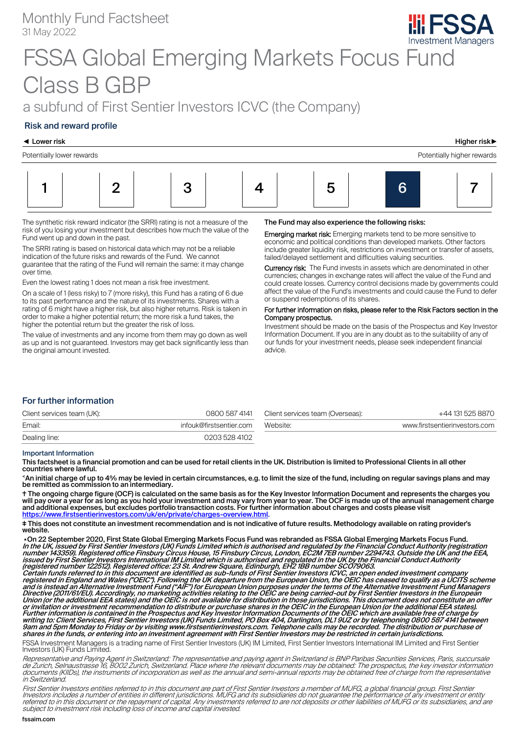Monthly Fund Factsheet
31 May 2022

# FSSA Global Emerging Markets Focus Fund Class B GBP

## a subfund of First Sentier Investors ICVC (the Company)

### Risk and reward profile

◄ Lower risk | Higher risk►

Potentially lower rewards | Potentially higher rewards

| 1 | 2 | 3 | 4 | 5 | **6** | 7 |
|---|---|---|---|---|---|---|

The synthetic risk reward indicator (the SRRI) rating is not a measure of the risk of you losing your investment but describes how much the value of the Fund went up and down in the past.

The SRRI rating is based on historical data which may not be a reliable indication of the future risks and rewards of the Fund. We cannot guarantee that the rating of the Fund will remain the same: it may change over time.

Even the lowest rating 1 does not mean a risk free investment.

On a scale of 1 (less risky) to 7 (more risky), this Fund has a rating of 6 due to its past performance and the nature of its investments. Shares with a rating of 6 might have a higher risk, but also higher returns. Risk is taken in order to make a higher potential return; the more risk a fund takes, the higher the potential return but the greater the risk of loss.

The value of investments and any income from them may go down as well as up and is not guaranteed. Investors may get back significantly less than the original amount invested.

**The Fund may also experience the following risks:**

**Emerging market risk:** Emerging markets tend to be more sensitive to economic and political conditions than developed markets. Other factors include greater liquidity risk, restrictions on investment or transfer of assets, failed/delayed settlement and difficulties valuing securities.

**Currency risk:** The Fund invests in assets which are denominated in other currencies; changes in exchange rates will affect the value of the Fund and could create losses. Currency control decisions made by governments could affect the value of the Fund's investments and could cause the Fund to defer or suspend redemptions of its shares.

**For further information on risks, please refer to the Risk Factors section in the Company prospectus.**

Investment should be made on the basis of the Prospectus and Key Investor Information Document. If you are in any doubt as to the suitability of any of our funds for your investment needs, please seek independent financial advice.

### For further information

| | | | |
|---|---|---|---|
| Client services team (UK): | 0800 587 4141 | Client services team (Overseas): | +44 131 525 8870 |
| Email: | infouk@firstsentier.com | Website: | www.firstsentierinvestors.com |
| Dealing line: | 0203 528 4102 | | |

#### Important Information

**This factsheet is a financial promotion and can be used for retail clients in the UK. Distribution is limited to Professional Clients in all other countries where lawful.**

**˂An initial charge of up to 4% may be levied in certain circumstances, e.g. to limit the size of the fund, including on regular savings plans and may be remitted as commission to an intermediary.**

**† The ongoing charge figure (OCF) is calculated on the same basis as for the Key Investor Information Document and represents the charges you will pay over a year for as long as you hold your investment and may vary from year to year. The OCF is made up of the annual management charge and additional expenses, but excludes portfolio transaction costs. For further information about charges and costs please visit https://www.firstsentierinvestors.com/uk/en/private/charges-overview.html.**

**‡ This does not constitute an investment recommendation and is not indicative of future results. Methodology available on rating provider's website.**

**▲On 22 September 2020, First State Global Emerging Markets Focus Fund was rebranded as FSSA Global Emerging Markets Focus Fund.**
***In the UK, issued by First Sentier Investors (UK) Funds Limited which is authorised and regulated by the Financial Conduct Authority (registration number 143359). Registered office Finsbury Circus House, 15 Finsbury Circus, London, EC2M 7EB number 2294743. Outside the UK and the EEA, issued by First Sentier Investors International IM Limited which is authorised and regulated in the UK by the Financial Conduct Authority (registered number 122512). Registered office: 23 St. Andrew Square, Edinburgh, EH2 1BB number SCO79063.***
***Certain funds referred to in this document are identified as sub-funds of First Sentier Investors ICVC, an open ended investment company registered in England and Wales ("OEIC"). Following the UK departure from the European Union, the OEIC has ceased to qualify as a UCITS scheme and is instead an Alternative Investment Fund ("AIF") for European Union purposes under the terms of the Alternative Investment Fund Managers Directive (2011/61/EU). Accordingly, no marketing activities relating to the OEIC are being carried-out by First Sentier Investors in the European Union (or the additional EEA states) and the OEIC is not available for distribution in those jurisdictions. This document does not constitute an offer or invitation or investment recommendation to distribute or purchase shares in the OEIC in the European Union (or the additional EEA states). Further information is contained in the Prospectus and Key Investor Information Documents of the OEIC which are available free of charge by writing to: Client Services, First Sentier Investors (UK) Funds Limited, PO Box 404, Darlington, DL1 9UZ or by telephoning 0800 587 4141 between 9am and 5pm Monday to Friday or by visiting www.firstsentierinvestors.com. Telephone calls may be recorded. The distribution or purchase of shares in the funds, or entering into an investment agreement with First Sentier Investors may be restricted in certain jurisdictions.***

FSSA Investment Managers is a trading name of First Sentier Investors (UK) IM Limited, First Sentier Investors International IM Limited and First Sentier Investors (UK) Funds Limited.

*Representative and Paying Agent in Switzerland: The representative and paying agent in Switzerland is BNP Paribas Securities Services, Paris, succursale de Zurich, Selnaustrasse 16, 8002 Zurich, Switzerland. Place where the relevant documents may be obtained: The prospectus, the key investor information documents (KIIDs), the instruments of incorporation as well as the annual and semi-annual reports may be obtained free of charge from the representative in Switzerland.*

*First Sentier Investors entities referred to in this document are part of First Sentier Investors a member of MUFG, a global financial group. First Sentier Investors includes a number of entities in different jurisdictions. MUFG and its subsidiaries do not guarantee the performance of any investment or entity referred to in this document or the repayment of capital. Any investments referred to are not deposits or other liabilities of MUFG or its subsidiaries, and are subject to investment risk including loss of income and capital invested.*

**fssaim.com**